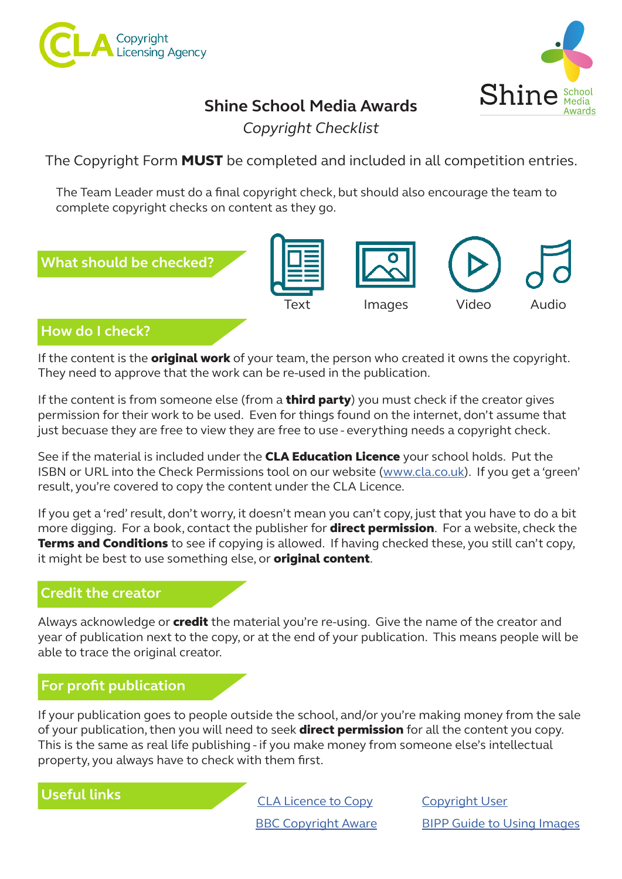CLA Copyright Licensing Agency

Shine School Media Awards

# Shine School Media Awards

*Copyright Checklist*

The Copyright Form **MUST** be completed and included in all competition entries.

The Team Leader must do a final copyright check, but should also encourage the team to complete copyright checks on content as they go.

## What should be checked?

Text | Images | Video | Audio

## How do I check?

If the content is the **original work** of your team, the person who created it owns the copyright. They need to approve that the work can be re-used in the publication.

If the content is from someone else (from a **third party**) you must check if the creator gives permission for their work to be used. Even for things found on the internet, don't assume that just becuase they are free to view they are free to use - everything needs a copyright check.

See if the material is included under the **CLA Education Licence** your school holds. Put the ISBN or URL into the Check Permissions tool on our website (www.cla.co.uk). If you get a 'green' result, you're covered to copy the content under the CLA Licence.

If you get a 'red' result, don't worry, it doesn't mean you can't copy, just that you have to do a bit more digging. For a book, contact the publisher for **direct permission**. For a website, check the **Terms and Conditions** to see if copying is allowed. If having checked these, you still can't copy, it might be best to use something else, or **original content**.

## Credit the creator

Always acknowledge or **credit** the material you're re-using. Give the name of the creator and year of publication next to the copy, or at the end of your publication. This means people will be able to trace the original creator.

## For profit publication

If your publication goes to people outside the school, and/or you're making money from the sale of your publication, then you will need to seek **direct permission** for all the content you copy. This is the same as real life publishing - if you make money from someone else's intellectual property, you always have to check with them first.

## Useful links

- CLA Licence to Copy
- Copyright User
- BBC Copyright Aware
- BIPP Guide to Using Images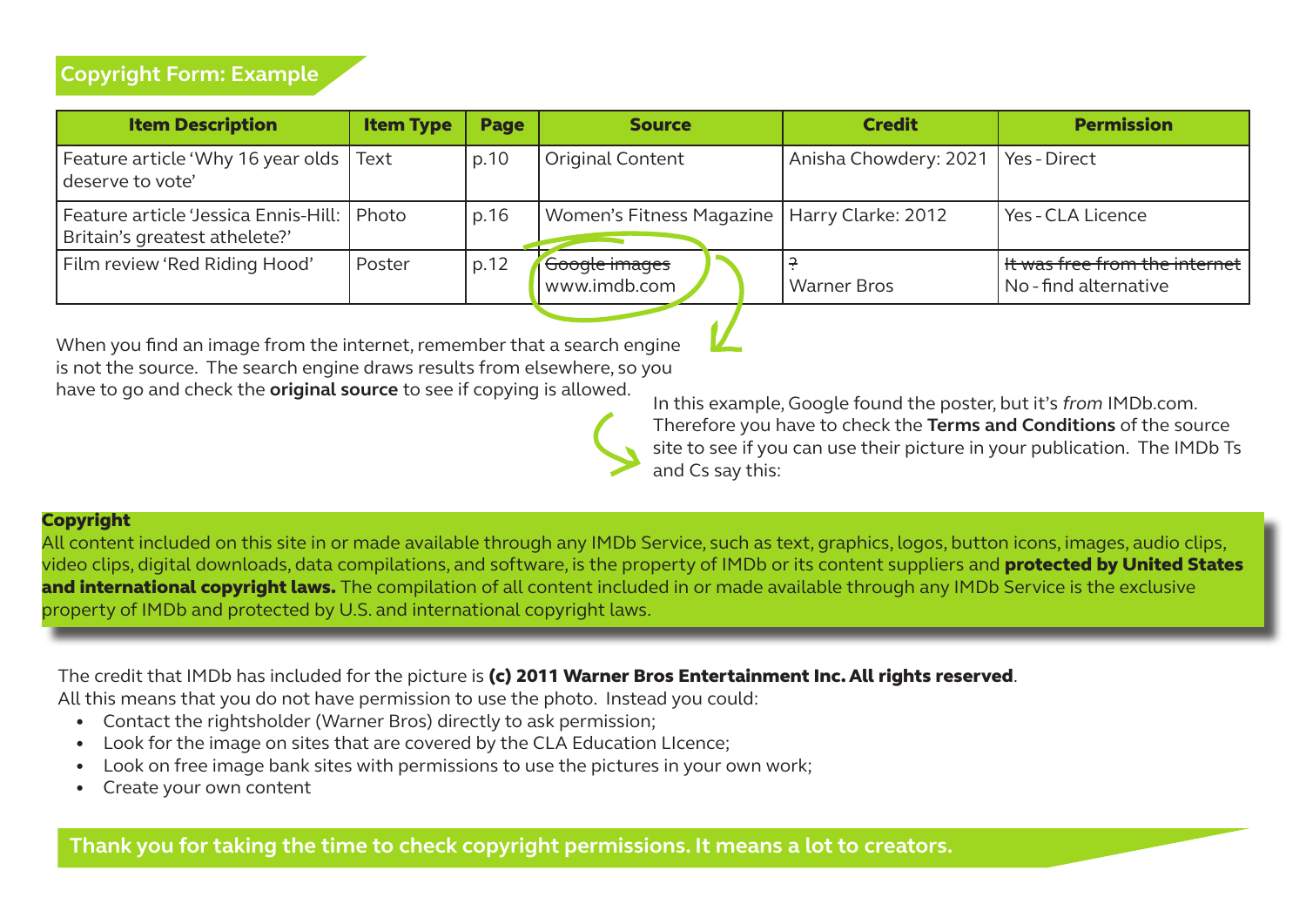## Copyright Form: Example

| Item Description | Item Type | Page | Source | Credit | Permission |
|---|---|---|---|---|---|
| Feature article 'Why 16 year olds deserve to vote' | Text | p.10 | Original Content | Anisha Chowdery: 2021 | Yes - Direct |
| Feature article 'Jessica Ennis-Hill: Britain's greatest athelete?' | Photo | p.16 | Women's Fitness Magazine | Harry Clarke: 2012 | Yes - CLA Licence |
| Film review 'Red Riding Hood' | Poster | p.12 | ~~Google images~~ www.imdb.com | ~~?~~ Warner Bros | ~~It was free from the internet~~ No - find alternative |

When you find an image from the internet, remember that a search engine is not the source. The search engine draws results from elsewhere, so you have to go and check the **original source** to see if copying is allowed.

In this example, Google found the poster, but it's *from* IMDb.com. Therefore you have to check the **Terms and Conditions** of the source site to see if you can use their picture in your publication. The IMDb Ts and Cs say this:

**Copyright**

All content included on this site in or made available through any IMDb Service, such as text, graphics, logos, button icons, images, audio clips, video clips, digital downloads, data compilations, and software, is the property of IMDb or its content suppliers and **protected by United States and international copyright laws.** The compilation of all content included in or made available through any IMDb Service is the exclusive property of IMDb and protected by U.S. and international copyright laws.

The credit that IMDb has included for the picture is **(c) 2011 Warner Bros Entertainment Inc. All rights reserved**.
All this means that you do not have permission to use the photo. Instead you could:

- Contact the rightsholder (Warner Bros) directly to ask permission;
- Look for the image on sites that are covered by the CLA Education LIcence;
- Look on free image bank sites with permissions to use the pictures in your own work;
- Create your own content

**Thank you for taking the time to check copyright permissions. It means a lot to creators.**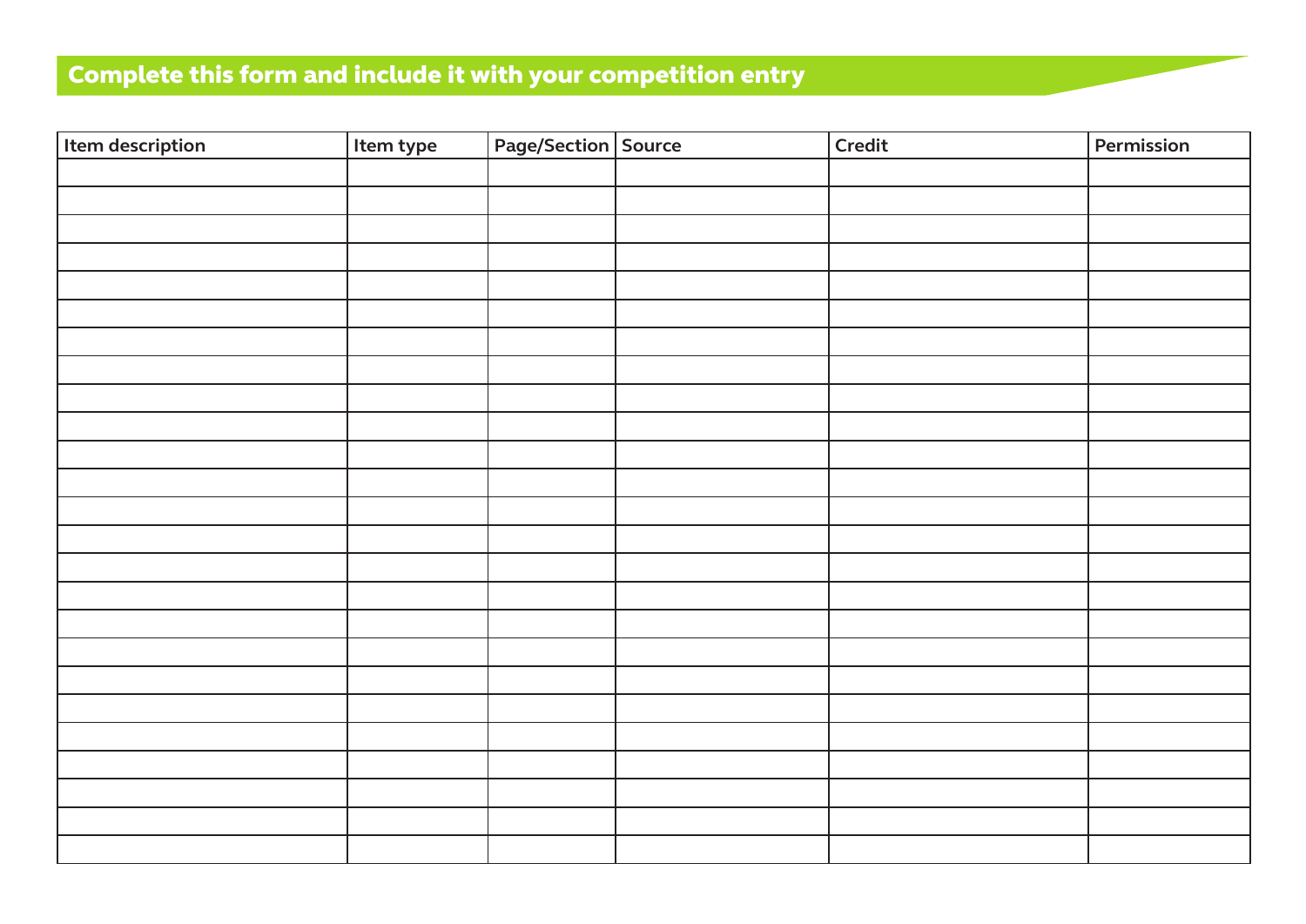## Complete this form and include it with your competition entry

| Item description | Item type | Page/Section | Source | Credit | Permission |
|---|---|---|---|---|---|
| | | | | | |
| | | | | | |
| | | | | | |
| | | | | | |
| | | | | | |
| | | | | | |
| | | | | | |
| | | | | | |
| | | | | | |
| | | | | | |
| | | | | | |
| | | | | | |
| | | | | | |
| | | | | | |
| | | | | | |
| | | | | | |
| | | | | | |
| | | | | | |
| | | | | | |
| | | | | | |
| | | | | | |
| | | | | | |
| | | | | | |
| | | | | | |
| | | | | | |